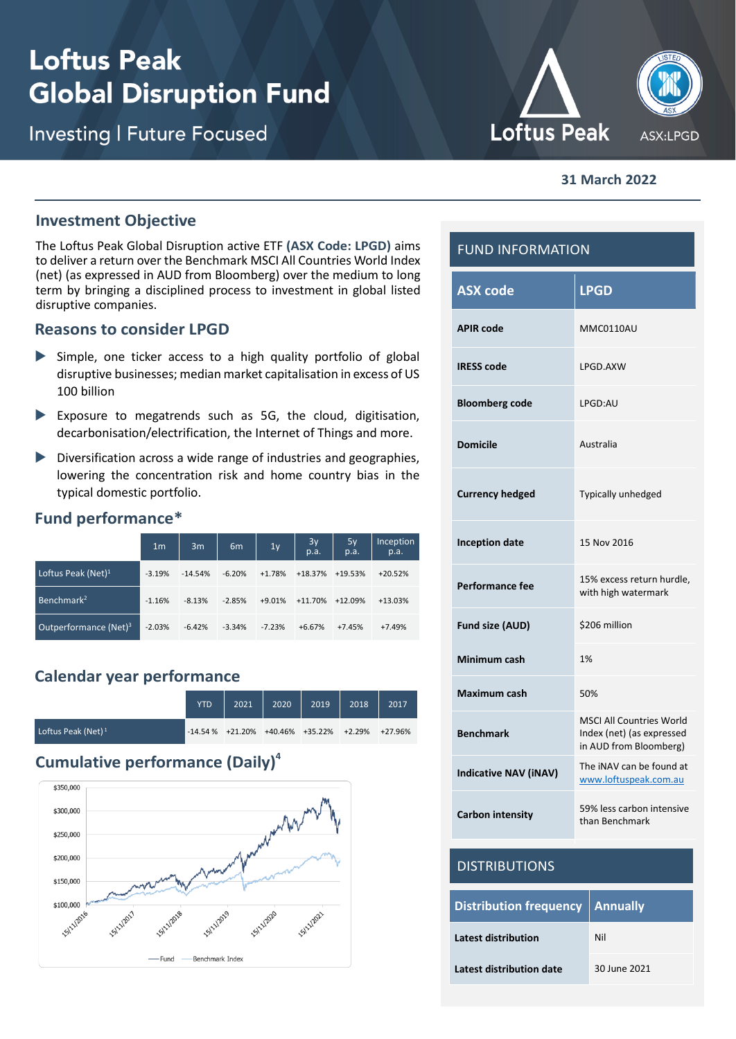# Loftus Peak Global Disruption Fund

Investing | Future Focused

Loftus Peak

ASX:LPGD

**31 March 2022**

## Investment Objective

The Loftus Peak Global Disruption active ETF **(ASX Code: LPGD)** aims to deliver a return over the Benchmark MSCI All Countries World Index (net) (as expressed in AUD from Bloomberg) over the medium to long term by bringing a disciplined process to investment in global listed disruptive companies.

## Reasons to consider LPGD

- Simple, one ticker access to a high quality portfolio of global disruptive businesses; median market capitalisation in excess of US 100 billion
- Exposure to megatrends such as 5G, the cloud, digitisation, decarbonisation/electrification, the Internet of Things and more.
- Diversification across a wide range of industries and geographies, lowering the concentration risk and home country bias in the typical domestic portfolio.

## Fund performance*

| | 1m | 3m | 6m | 1y | 3y p.a. | 5y p.a. | Inception p.a. |
|---|---|---|---|---|---|---|---|
| Loftus Peak (Net)[1] | -3.19% | -14.54% | -6.20% | +1.78% | +18.37% | +19.53% | +20.52% |
| Benchmark[2] | -1.16% | -8.13% | -2.85% | +9.01% | +11.70% | +12.09% | +13.03% |
| Outperformance (Net)[3] | -2.03% | -6.42% | -3.34% | -7.23% | +6.67% | +7.45% | +7.49% |

## Calendar year performance

| | YTD | 2021 | 2020 | 2019 | 2018 | 2017 |
|---|---|---|---|---|---|---|
| Loftus Peak (Net)[1] | -14.54 % | +21.20% | +40.46% | +35.22% | +2.29% | +27.96% |

## Cumulative performance (Daily)[4]

— Fund — Benchmark Index

## FUND INFORMATION

| ASX code | LPGD |
|---|---|
| APIR code | MMC0110AU |
| IRESS code | LPGD.AXW |
| Bloomberg code | LPGD:AU |
| Domicile | Australia |
| Currency hedged | Typically unhedged |
| Inception date | 15 Nov 2016 |
| Performance fee | 15% excess return hurdle, with high watermark |
| Fund size (AUD) | $206 million |
| Minimum cash | 1% |
| Maximum cash | 50% |
| Benchmark | MSCI All Countries World Index (net) (as expressed in AUD from Bloomberg) |
| Indicative NAV (iNAV) | The iNAV can be found at www.loftuspeak.com.au |
| Carbon intensity | 59% less carbon intensive than Benchmark |

## DISTRIBUTIONS

| Distribution frequency | Annually |
|---|---|
| Latest distribution | Nil |
| Latest distribution date | 30 June 2021 |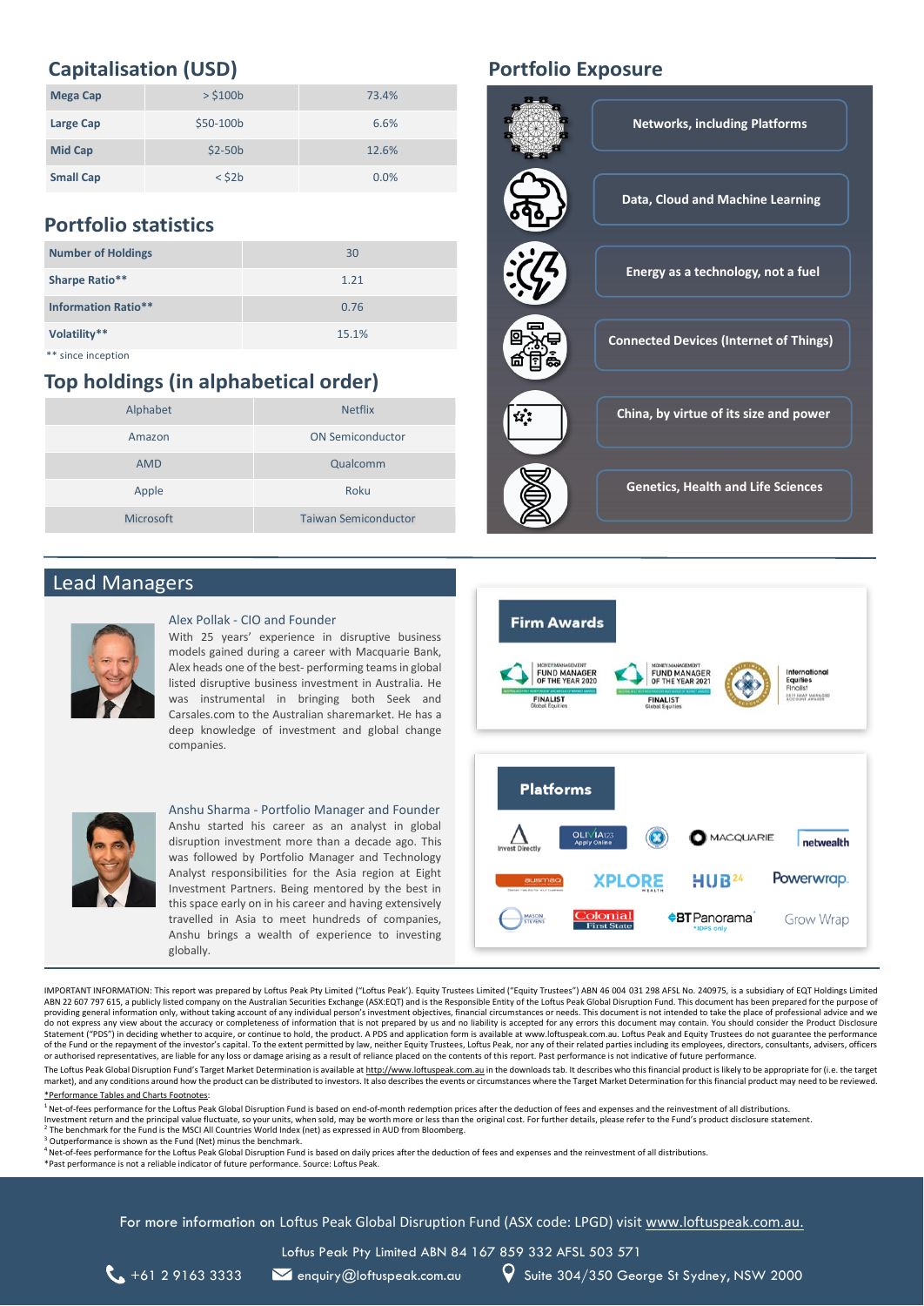## Capitalisation (USD)

| | | |
|---|---|---|
| Mega Cap | > $100b | 73.4% |
| Large Cap | $50-100b | 6.6% |
| Mid Cap | $2-50b | 12.6% |
| Small Cap | < $2b | 0.0% |

## Portfolio statistics

| | |
|---|---|
| Number of Holdings | 30 |
| Sharpe Ratio** | 1.21 |
| Information Ratio** | 0.76 |
| Volatility** | 15.1% |

** since inception

## Top holdings (in alphabetical order)

| | |
|---|---|
| Alphabet | Netflix |
| Amazon | ON Semiconductor |
| AMD | Qualcomm |
| Apple | Roku |
| Microsoft | Taiwan Semiconductor |

## Portfolio Exposure

- Networks, including Platforms
- Data, Cloud and Machine Learning
- Energy as a technology, not a fuel
- Connected Devices (Internet of Things)
- China, by virtue of its size and power
- Genetics, Health and Life Sciences

## Lead Managers

**Alex Pollak - CIO and Founder**

With 25 years' experience in disruptive business models gained during a career with Macquarie Bank, Alex heads one of the best- performing teams in global listed disruptive business investment in Australia. He was instrumental in bringing both Seek and Carsales.com to the Australian sharemarket. He has a deep knowledge of investment and global change companies.

**Anshu Sharma - Portfolio Manager and Founder**

Anshu started his career as an analyst in global disruption investment more than a decade ago. This was followed by Portfolio Manager and Technology Analyst responsibilities for the Asia region at Eight Investment Partners. Being mentored by the best in this space early on in his career and having extensively travelled in Asia to meet hundreds of companies, Anshu brings a wealth of experience to investing globally.

## Firm Awards

Money Management Fund Manager of the Year 2020 – Finalist Global Equities

Money Management Fund Manager of the Year 2021 – Finalist Global Equities

International Equities Finalist – 2019 IMAP Managed Account Awards

## Platforms

Invest Directly, OLIVIA123 Apply Online, Macquarie, netwealth, ausmaq, Xplore Wealth, HUB24, Powerwrap, Mason Stevens, Colonial First State, BT Panorama *IDPS only, Grow Wrap

IMPORTANT INFORMATION: This report was prepared by Loftus Peak Pty Limited ("Loftus Peak'). Equity Trustees Limited ("Equity Trustees") ABN 46 004 031 298 AFSL No. 240975, is a subsidiary of EQT Holdings Limited ABN 22 607 797 615, a publicly listed company on the Australian Securities Exchange (ASX:EQT) and is the Responsible Entity of the Loftus Peak Global Disruption Fund. This document has been prepared for the purpose of providing general information only, without taking account of any individual person's investment objectives, financial circumstances or needs. This document is not intended to take the place of professional advice and we do not express any view about the accuracy or completeness of information that is not prepared by us and no liability is accepted for any errors this document may contain. You should consider the Product Disclosure Statement ("PDS") in deciding whether to acquire, or continue to hold, the product. A PDS and application form is available at www.loftuspeak.com.au. Loftus Peak and Equity Trustees do not guarantee the performance of the Fund or the repayment of the investor's capital. To the extent permitted by law, neither Equity Trustees, Loftus Peak, nor any of their related parties including its employees, directors, consultants, advisers, officers or authorised representatives, are liable for any loss or damage arising as a result of reliance placed on the contents of this report. Past performance is not indicative of future performance.

The Loftus Peak Global Disruption Fund's Target Market Determination is available at http://www.loftuspeak.com.au in the downloads tab. It describes who this financial product is likely to be appropriate for (i.e. the target market), and any conditions around how the product can be distributed to investors. It also describes the events or circumstances where the Target Market Determination for this financial product may need to be reviewed.

*Performance Tables and Charts Footnotes:

[1] Net-of-fees performance for the Loftus Peak Global Disruption Fund is based on end-of-month redemption prices after the deduction of fees and expenses and the reinvestment of all distributions. Investment return and the principal value fluctuate, so your units, when sold, may be worth more or less than the original cost. For further details, please refer to the Fund's product disclosure statement.
[2] The benchmark for the Fund is the MSCI All Countries World Index (net) as expressed in AUD from Bloomberg.
[3] Outperformance is shown as the Fund (Net) minus the benchmark.
[4] Net-of-fees performance for the Loftus Peak Global Disruption Fund is based on daily prices after the deduction of fees and expenses and the reinvestment of all distributions.
*Past performance is not a reliable indicator of future performance. Source: Loftus Peak.

For more information on Loftus Peak Global Disruption Fund (ASX code: LPGD) visit www.loftuspeak.com.au.

Loftus Peak Pty Limited ABN 84 167 859 332 AFSL 503 571

+61 2 9163 3333 | enquiry@loftuspeak.com.au | Suite 304/350 George St Sydney, NSW 2000